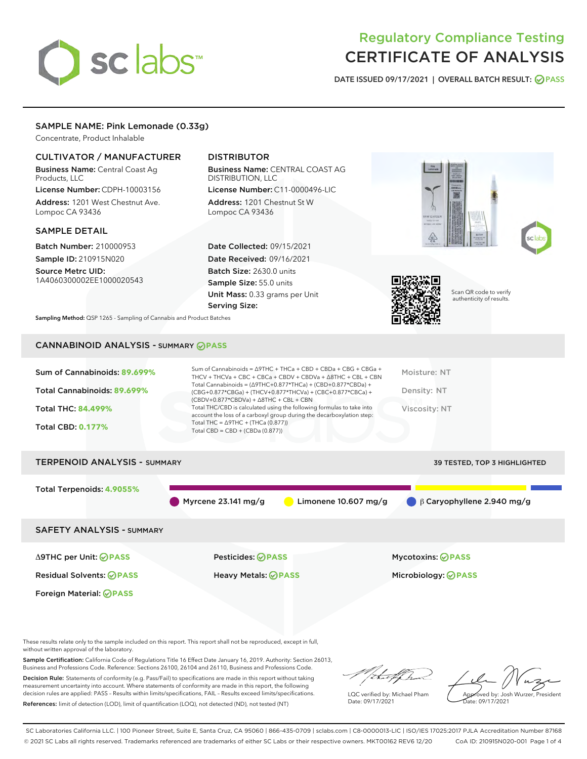# Regulatory Compliance Testing
# CERTIFICATE OF ANALYSIS

DATE ISSUED 09/17/2021 | OVERALL BATCH RESULT: PASS

## SAMPLE NAME: Pink Lemonade (0.33g)

Concentrate, Product Inhalable

### CULTIVATOR / MANUFACTURER

**Business Name:** Central Coast Ag Products, LLC

**License Number:** CDPH-10003156

**Address:** 1201 West Chestnut Ave. Lompoc CA 93436

### DISTRIBUTOR

**Business Name:** CENTRAL COAST AG DISTRIBUTION, LLC

**License Number:** C11-0000496-LIC

**Address:** 1201 Chestnut St W Lompoc CA 93436

### SAMPLE DETAIL

**Batch Number:** 210000953

**Sample ID:** 210915N020

**Source Metrc UID:** 1A4060300002EE1000020543

**Date Collected:** 09/15/2021

**Date Received:** 09/16/2021

**Batch Size:** 2630.0 units

**Sample Size:** 55.0 units

**Unit Mass:** 0.33 grams per Unit

**Serving Size:**

Scan QR code to verify authenticity of results.

**Sampling Method:** QSP 1265 - Sampling of Cannabis and Product Batches

## CANNABINOID ANALYSIS - SUMMARY PASS

Sum of Cannabinoids: **89.699%**

Total Cannabinoids: **89.699%**

Total THC: **84.499%**

Total CBD: **0.177%**

Sum of Cannabinoids = Δ9THC + THCa + CBD + CBDa + CBG + CBGa + THCV + THCVa + CBC + CBCa + CBDV + CBDVa + Δ8THC + CBL + CBN

Total Cannabinoids = (Δ9THC+0.877*THCa) + (CBD+0.877*CBDa) + (CBG+0.877*CBGa) + (THCV+0.877*THCVa) + (CBC+0.877*CBCa) + (CBDV+0.877*CBDVa) + Δ8THC + CBL + CBN

Total THC/CBD is calculated using the following formulas to take into account the loss of a carboxyl group during the decarboxylation step:

Total THC = Δ9THC + (THCa (0.877))

Total CBD = CBD + (CBDa (0.877))

Moisture: NT

Density: NT

Viscosity: NT

## TERPENOID ANALYSIS - SUMMARY

39 TESTED, TOP 3 HIGHLIGHTED

Total Terpenoids: **4.9055%**

Myrcene 23.141 mg/g | Limonene 10.607 mg/g | β Caryophyllene 2.940 mg/g

## SAFETY ANALYSIS - SUMMARY

| | | |
|---|---|---|
| Δ9THC per Unit: PASS | Pesticides: PASS | Mycotoxins: PASS |
| Residual Solvents: PASS | Heavy Metals: PASS | Microbiology: PASS |
| Foreign Material: PASS | | |

These results relate only to the sample included on this report. This report shall not be reproduced, except in full, without written approval of the laboratory.

**Sample Certification:** California Code of Regulations Title 16 Effect Date January 16, 2019. Authority: Section 26013, Business and Professions Code. Reference: Sections 26100, 26104 and 26110, Business and Professions Code.

**Decision Rule:** Statements of conformity (e.g. Pass/Fail) to specifications are made in this report without taking measurement uncertainty into account. Where statements of conformity are made in this report, the following decision rules are applied: PASS – Results within limits/specifications, FAIL – Results exceed limits/specifications.

**References:** limit of detection (LOD), limit of quantification (LOQ), not detected (ND), not tested (NT)

LQC verified by: Michael Pham
Date: 09/17/2021

Approved by: Josh Wurzer, President
Date: 09/17/2021

SC Laboratories California LLC. | 100 Pioneer Street, Suite E, Santa Cruz, CA 95060 | 866-435-0709 | sclabs.com | C8-0000013-LIC | ISO/IES 17025:2017 PJLA Accreditation Number 87168
© 2021 SC Labs all rights reserved. Trademarks referenced are trademarks of either SC Labs or their respective owners. MKT00162 REV6 12/20 CoA ID: 210915N020-001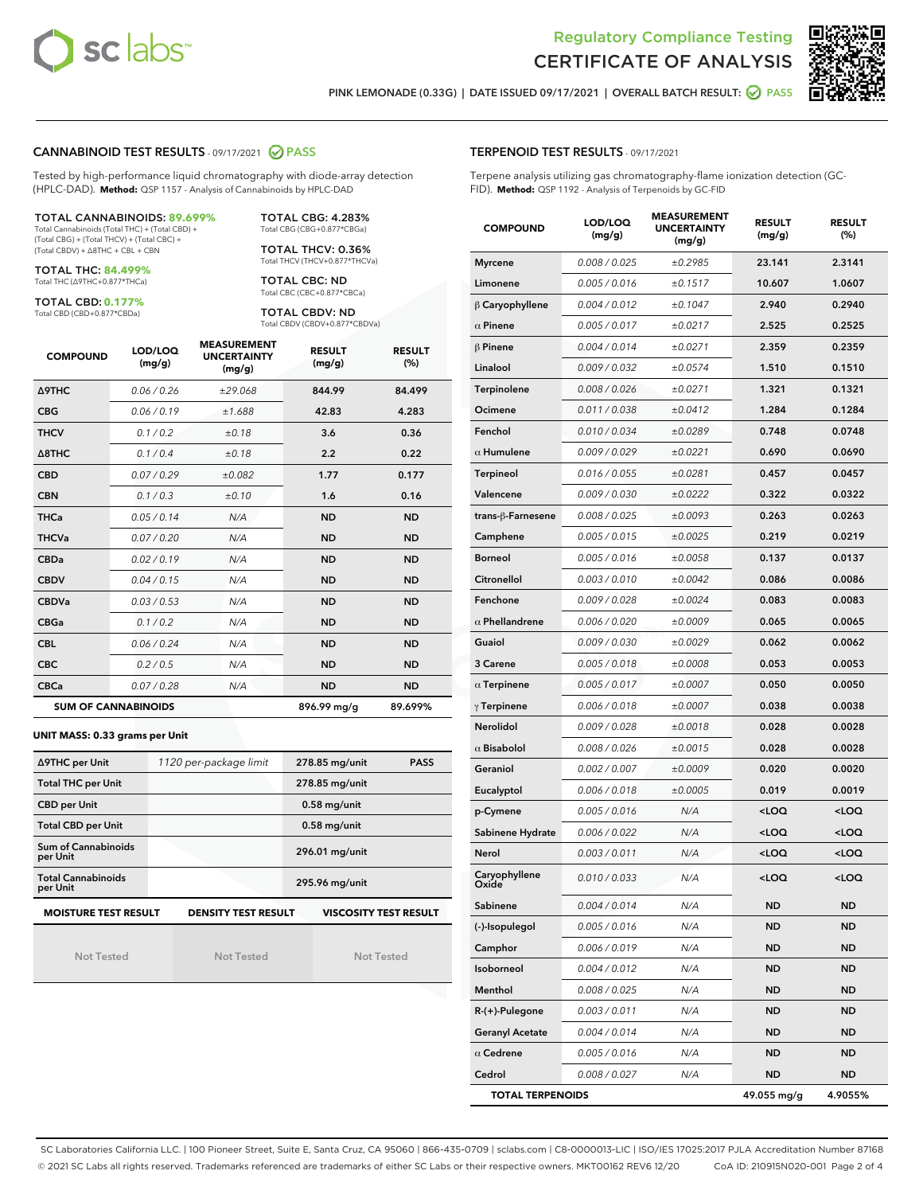Regulatory Compliance Testing
# CERTIFICATE OF ANALYSIS

PINK LEMONADE (0.33G) | DATE ISSUED 09/17/2021 | OVERALL BATCH RESULT: PASS

## CANNABINOID TEST RESULTS - 09/17/2021 PASS

Tested by high-performance liquid chromatography with diode-array detection (HPLC-DAD). **Method:** QSP 1157 - Analysis of Cannabinoids by HPLC-DAD

**TOTAL CANNABINOIDS: 89.699%**
Total Cannabinoids (Total THC) + (Total CBD) + (Total CBG) + (Total THCV) + (Total CBC) + (Total CBDV) + Δ8THC + CBL + CBN

**TOTAL THC: 84.499%**
Total THC (Δ9THC+0.877*THCa)

**TOTAL CBD: 0.177%**
Total CBD (CBD+0.877*CBDa)

**TOTAL CBG: 4.283%**
Total CBG (CBG+0.877*CBGa)

**TOTAL THCV: 0.36%**
Total THCV (THCV+0.877*THCVa)

**TOTAL CBC: ND**
Total CBC (CBC+0.877*CBCa)

**TOTAL CBDV: ND**
Total CBDV (CBDV+0.877*CBDVa)

| COMPOUND | LOD/LOQ (mg/g) | MEASUREMENT UNCERTAINTY (mg/g) | RESULT (mg/g) | RESULT (%) |
|---|---|---|---|---|
| Δ9THC | 0.06 / 0.26 | ±29.068 | 844.99 | 84.499 |
| CBG | 0.06 / 0.19 | ±1.688 | 42.83 | 4.283 |
| THCV | 0.1 / 0.2 | ±0.18 | 3.6 | 0.36 |
| Δ8THC | 0.1 / 0.4 | ±0.18 | 2.2 | 0.22 |
| CBD | 0.07 / 0.29 | ±0.082 | 1.77 | 0.177 |
| CBN | 0.1 / 0.3 | ±0.10 | 1.6 | 0.16 |
| THCa | 0.05 / 0.14 | N/A | ND | ND |
| THCVa | 0.07 / 0.20 | N/A | ND | ND |
| CBDa | 0.02 / 0.19 | N/A | ND | ND |
| CBDV | 0.04 / 0.15 | N/A | ND | ND |
| CBDVa | 0.03 / 0.53 | N/A | ND | ND |
| CBGa | 0.1 / 0.2 | N/A | ND | ND |
| CBL | 0.06 / 0.24 | N/A | ND | ND |
| CBC | 0.2 / 0.5 | N/A | ND | ND |
| CBCa | 0.07 / 0.28 | N/A | ND | ND |
| **SUM OF CANNABINOIDS** | | | 896.99 mg/g | 89.699% |

**UNIT MASS: 0.33 grams per Unit**

| | | | |
|---|---|---|---|
| Δ9THC per Unit | 1120 per-package limit | 278.85 mg/unit | PASS |
| Total THC per Unit | | 278.85 mg/unit | |
| CBD per Unit | | 0.58 mg/unit | |
| Total CBD per Unit | | 0.58 mg/unit | |
| Sum of Cannabinoids per Unit | | 296.01 mg/unit | |
| Total Cannabinoids per Unit | | 295.96 mg/unit | |

| MOISTURE TEST RESULT | DENSITY TEST RESULT | VISCOSITY TEST RESULT |
|---|---|---|
| Not Tested | Not Tested | Not Tested |

## TERPENOID TEST RESULTS - 09/17/2021

Terpene analysis utilizing gas chromatography-flame ionization detection (GC-FID). **Method:** QSP 1192 - Analysis of Terpenoids by GC-FID

| COMPOUND | LOD/LOQ (mg/g) | MEASUREMENT UNCERTAINTY (mg/g) | RESULT (mg/g) | RESULT (%) |
|---|---|---|---|---|
| Myrcene | 0.008 / 0.025 | ±0.2985 | 23.141 | 2.3141 |
| Limonene | 0.005 / 0.016 | ±0.1517 | 10.607 | 1.0607 |
| β Caryophyllene | 0.004 / 0.012 | ±0.1047 | 2.940 | 0.2940 |
| α Pinene | 0.005 / 0.017 | ±0.0217 | 2.525 | 0.2525 |
| β Pinene | 0.004 / 0.014 | ±0.0271 | 2.359 | 0.2359 |
| Linalool | 0.009 / 0.032 | ±0.0574 | 1.510 | 0.1510 |
| Terpinolene | 0.008 / 0.026 | ±0.0271 | 1.321 | 0.1321 |
| Ocimene | 0.011 / 0.038 | ±0.0412 | 1.284 | 0.1284 |
| Fenchol | 0.010 / 0.034 | ±0.0289 | 0.748 | 0.0748 |
| α Humulene | 0.009 / 0.029 | ±0.0221 | 0.690 | 0.0690 |
| Terpineol | 0.016 / 0.055 | ±0.0281 | 0.457 | 0.0457 |
| Valencene | 0.009 / 0.030 | ±0.0222 | 0.322 | 0.0322 |
| trans-β-Farnesene | 0.008 / 0.025 | ±0.0093 | 0.263 | 0.0263 |
| Camphene | 0.005 / 0.015 | ±0.0025 | 0.219 | 0.0219 |
| Borneol | 0.005 / 0.016 | ±0.0058 | 0.137 | 0.0137 |
| Citronellol | 0.003 / 0.010 | ±0.0042 | 0.086 | 0.0086 |
| Fenchone | 0.009 / 0.028 | ±0.0024 | 0.083 | 0.0083 |
| α Phellandrene | 0.006 / 0.020 | ±0.0009 | 0.065 | 0.0065 |
| Guaiol | 0.009 / 0.030 | ±0.0029 | 0.062 | 0.0062 |
| 3 Carene | 0.005 / 0.018 | ±0.0008 | 0.053 | 0.0053 |
| α Terpinene | 0.005 / 0.017 | ±0.0007 | 0.050 | 0.0050 |
| γ Terpinene | 0.006 / 0.018 | ±0.0007 | 0.038 | 0.0038 |
| Nerolidol | 0.009 / 0.028 | ±0.0018 | 0.028 | 0.0028 |
| α Bisabolol | 0.008 / 0.026 | ±0.0015 | 0.028 | 0.0028 |
| Geraniol | 0.002 / 0.007 | ±0.0009 | 0.020 | 0.0020 |
| Eucalyptol | 0.006 / 0.018 | ±0.0005 | 0.019 | 0.0019 |
| p-Cymene | 0.005 / 0.016 | N/A | <LOQ | <LOQ |
| Sabinene Hydrate | 0.006 / 0.022 | N/A | <LOQ | <LOQ |
| Nerol | 0.003 / 0.011 | N/A | <LOQ | <LOQ |
| Caryophyllene Oxide | 0.010 / 0.033 | N/A | <LOQ | <LOQ |
| Sabinene | 0.004 / 0.014 | N/A | ND | ND |
| (-)-Isopulegol | 0.005 / 0.016 | N/A | ND | ND |
| Camphor | 0.006 / 0.019 | N/A | ND | ND |
| Isoborneol | 0.004 / 0.012 | N/A | ND | ND |
| Menthol | 0.008 / 0.025 | N/A | ND | ND |
| R-(+)-Pulegone | 0.003 / 0.011 | N/A | ND | ND |
| Geranyl Acetate | 0.004 / 0.014 | N/A | ND | ND |
| α Cedrene | 0.005 / 0.016 | N/A | ND | ND |
| Cedrol | 0.008 / 0.027 | N/A | ND | ND |
| **TOTAL TERPENOIDS** | | | 49.055 mg/g | 4.9055% |

SC Laboratories California LLC. | 100 Pioneer Street, Suite E, Santa Cruz, CA 95060 | 866-435-0709 | sclabs.com | C8-0000013-LIC | ISO/IES 17025:2017 PJLA Accreditation Number 87168
© 2021 SC Labs all rights reserved. Trademarks referenced are trademarks of either SC Labs or their respective owners. MKT00162 REV6 12/20 CoA ID: 210915N020-001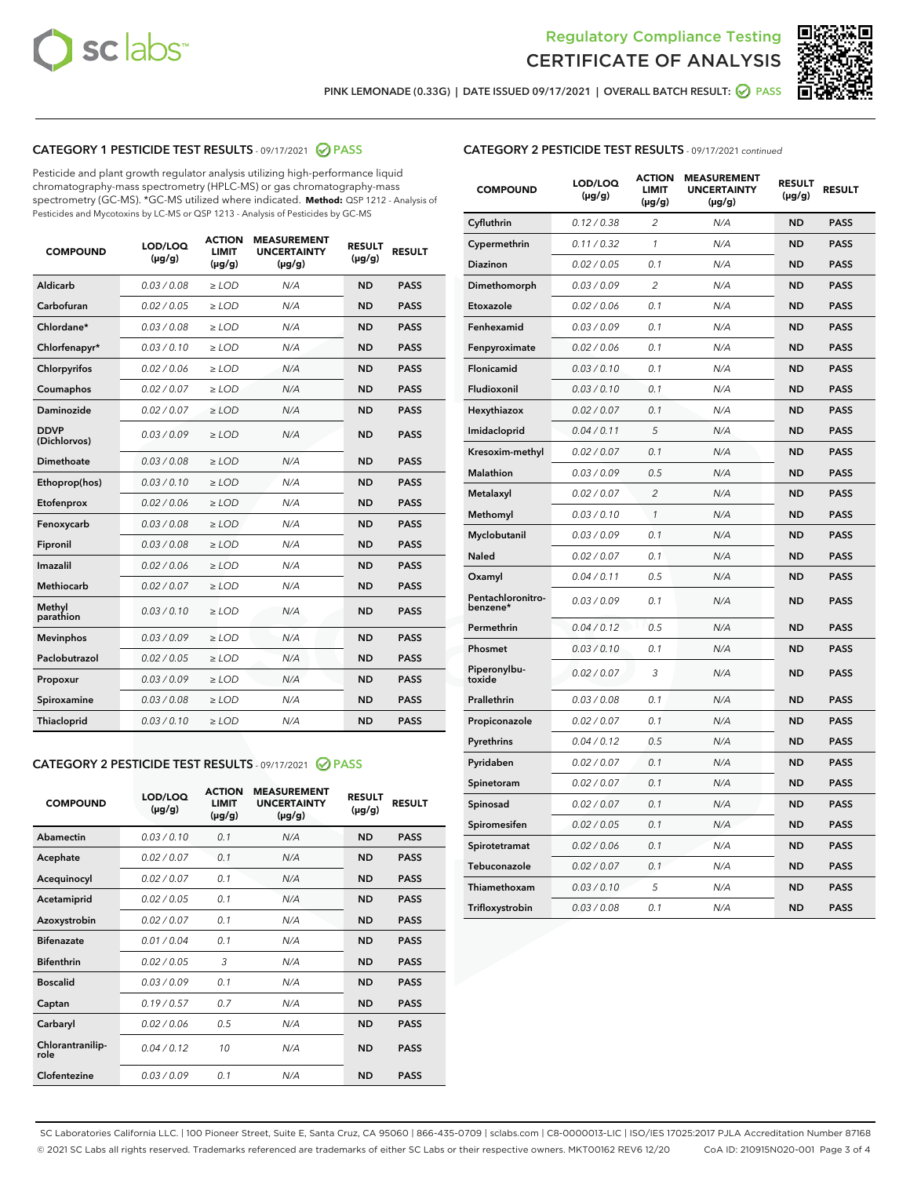## Regulatory Compliance Testing
# CERTIFICATE OF ANALYSIS

PINK LEMONADE (0.33G) | DATE ISSUED 09/17/2021 | OVERALL BATCH RESULT: PASS

### CATEGORY 1 PESTICIDE TEST RESULTS - 09/17/2021 PASS

Pesticide and plant growth regulator analysis utilizing high-performance liquid chromatography-mass spectrometry (HPLC-MS) or gas chromatography-mass spectrometry (GC-MS). *GC-MS utilized where indicated. **Method:** QSP 1212 - Analysis of Pesticides and Mycotoxins by LC-MS or QSP 1213 - Analysis of Pesticides by GC-MS

| COMPOUND | LOD/LOQ (µg/g) | ACTION LIMIT (µg/g) | MEASUREMENT UNCERTAINTY (µg/g) | RESULT (µg/g) | RESULT |
|---|---|---|---|---|---|
| Aldicarb | 0.03 / 0.08 | ≥ LOD | N/A | ND | PASS |
| Carbofuran | 0.02 / 0.05 | ≥ LOD | N/A | ND | PASS |
| Chlordane* | 0.03 / 0.08 | ≥ LOD | N/A | ND | PASS |
| Chlorfenapyr* | 0.03 / 0.10 | ≥ LOD | N/A | ND | PASS |
| Chlorpyrifos | 0.02 / 0.06 | ≥ LOD | N/A | ND | PASS |
| Coumaphos | 0.02 / 0.07 | ≥ LOD | N/A | ND | PASS |
| Daminozide | 0.02 / 0.07 | ≥ LOD | N/A | ND | PASS |
| DDVP (Dichlorvos) | 0.03 / 0.09 | ≥ LOD | N/A | ND | PASS |
| Dimethoate | 0.03 / 0.08 | ≥ LOD | N/A | ND | PASS |
| Ethoprop(hos) | 0.03 / 0.10 | ≥ LOD | N/A | ND | PASS |
| Etofenprox | 0.02 / 0.06 | ≥ LOD | N/A | ND | PASS |
| Fenoxycarb | 0.03 / 0.08 | ≥ LOD | N/A | ND | PASS |
| Fipronil | 0.03 / 0.08 | ≥ LOD | N/A | ND | PASS |
| Imazalil | 0.02 / 0.06 | ≥ LOD | N/A | ND | PASS |
| Methiocarb | 0.02 / 0.07 | ≥ LOD | N/A | ND | PASS |
| Methyl parathion | 0.03 / 0.10 | ≥ LOD | N/A | ND | PASS |
| Mevinphos | 0.03 / 0.09 | ≥ LOD | N/A | ND | PASS |
| Paclobutrazol | 0.02 / 0.05 | ≥ LOD | N/A | ND | PASS |
| Propoxur | 0.03 / 0.09 | ≥ LOD | N/A | ND | PASS |
| Spiroxamine | 0.03 / 0.08 | ≥ LOD | N/A | ND | PASS |
| Thiacloprid | 0.03 / 0.10 | ≥ LOD | N/A | ND | PASS |

### CATEGORY 2 PESTICIDE TEST RESULTS - 09/17/2021 PASS

| COMPOUND | LOD/LOQ (µg/g) | ACTION LIMIT (µg/g) | MEASUREMENT UNCERTAINTY (µg/g) | RESULT (µg/g) | RESULT |
|---|---|---|---|---|---|
| Abamectin | 0.03 / 0.10 | 0.1 | N/A | ND | PASS |
| Acephate | 0.02 / 0.07 | 0.1 | N/A | ND | PASS |
| Acequinocyl | 0.02 / 0.07 | 0.1 | N/A | ND | PASS |
| Acetamiprid | 0.02 / 0.05 | 0.1 | N/A | ND | PASS |
| Azoxystrobin | 0.02 / 0.07 | 0.1 | N/A | ND | PASS |
| Bifenazate | 0.01 / 0.04 | 0.1 | N/A | ND | PASS |
| Bifenthrin | 0.02 / 0.05 | 3 | N/A | ND | PASS |
| Boscalid | 0.03 / 0.09 | 0.1 | N/A | ND | PASS |
| Captan | 0.19 / 0.57 | 0.7 | N/A | ND | PASS |
| Carbaryl | 0.02 / 0.06 | 0.5 | N/A | ND | PASS |
| Chlorantraniliprole | 0.04 / 0.12 | 10 | N/A | ND | PASS |
| Clofentezine | 0.03 / 0.09 | 0.1 | N/A | ND | PASS |
| Cyfluthrin | 0.12 / 0.38 | 2 | N/A | ND | PASS |
| Cypermethrin | 0.11 / 0.32 | 1 | N/A | ND | PASS |
| Diazinon | 0.02 / 0.05 | 0.1 | N/A | ND | PASS |
| Dimethomorph | 0.03 / 0.09 | 2 | N/A | ND | PASS |
| Etoxazole | 0.02 / 0.06 | 0.1 | N/A | ND | PASS |
| Fenhexamid | 0.03 / 0.09 | 0.1 | N/A | ND | PASS |
| Fenpyroximate | 0.02 / 0.06 | 0.1 | N/A | ND | PASS |
| Flonicamid | 0.03 / 0.10 | 0.1 | N/A | ND | PASS |
| Fludioxonil | 0.03 / 0.10 | 0.1 | N/A | ND | PASS |
| Hexythiazox | 0.02 / 0.07 | 0.1 | N/A | ND | PASS |
| Imidacloprid | 0.04 / 0.11 | 5 | N/A | ND | PASS |
| Kresoxim-methyl | 0.02 / 0.07 | 0.1 | N/A | ND | PASS |
| Malathion | 0.03 / 0.09 | 0.5 | N/A | ND | PASS |
| Metalaxyl | 0.02 / 0.07 | 2 | N/A | ND | PASS |
| Methomyl | 0.03 / 0.10 | 1 | N/A | ND | PASS |
| Myclobutanil | 0.03 / 0.09 | 0.1 | N/A | ND | PASS |
| Naled | 0.02 / 0.07 | 0.1 | N/A | ND | PASS |
| Oxamyl | 0.04 / 0.11 | 0.5 | N/A | ND | PASS |
| Pentachloronitrobenzene* | 0.03 / 0.09 | 0.1 | N/A | ND | PASS |
| Permethrin | 0.04 / 0.12 | 0.5 | N/A | ND | PASS |
| Phosmet | 0.03 / 0.10 | 0.1 | N/A | ND | PASS |
| Piperonylbutoxide | 0.02 / 0.07 | 3 | N/A | ND | PASS |
| Prallethrin | 0.03 / 0.08 | 0.1 | N/A | ND | PASS |
| Propiconazole | 0.02 / 0.07 | 0.1 | N/A | ND | PASS |
| Pyrethrins | 0.04 / 0.12 | 0.5 | N/A | ND | PASS |
| Pyridaben | 0.02 / 0.07 | 0.1 | N/A | ND | PASS |
| Spinetoram | 0.02 / 0.07 | 0.1 | N/A | ND | PASS |
| Spinosad | 0.02 / 0.07 | 0.1 | N/A | ND | PASS |
| Spiromesifen | 0.02 / 0.05 | 0.1 | N/A | ND | PASS |
| Spirotetramat | 0.02 / 0.06 | 0.1 | N/A | ND | PASS |
| Tebuconazole | 0.02 / 0.07 | 0.1 | N/A | ND | PASS |
| Thiamethoxam | 0.03 / 0.10 | 5 | N/A | ND | PASS |
| Trifloxystrobin | 0.03 / 0.08 | 0.1 | N/A | ND | PASS |

SC Laboratories California LLC. | 100 Pioneer Street, Suite E, Santa Cruz, CA 95060 | 866-435-0709 | sclabs.com | C8-0000013-LIC | ISO/IES 17025:2017 PJLA Accreditation Number 87168
© 2021 SC Labs all rights reserved. Trademarks referenced are trademarks of either SC Labs or their respective owners. MKT00162 REV6 12/20 CoA ID: 210915N020-001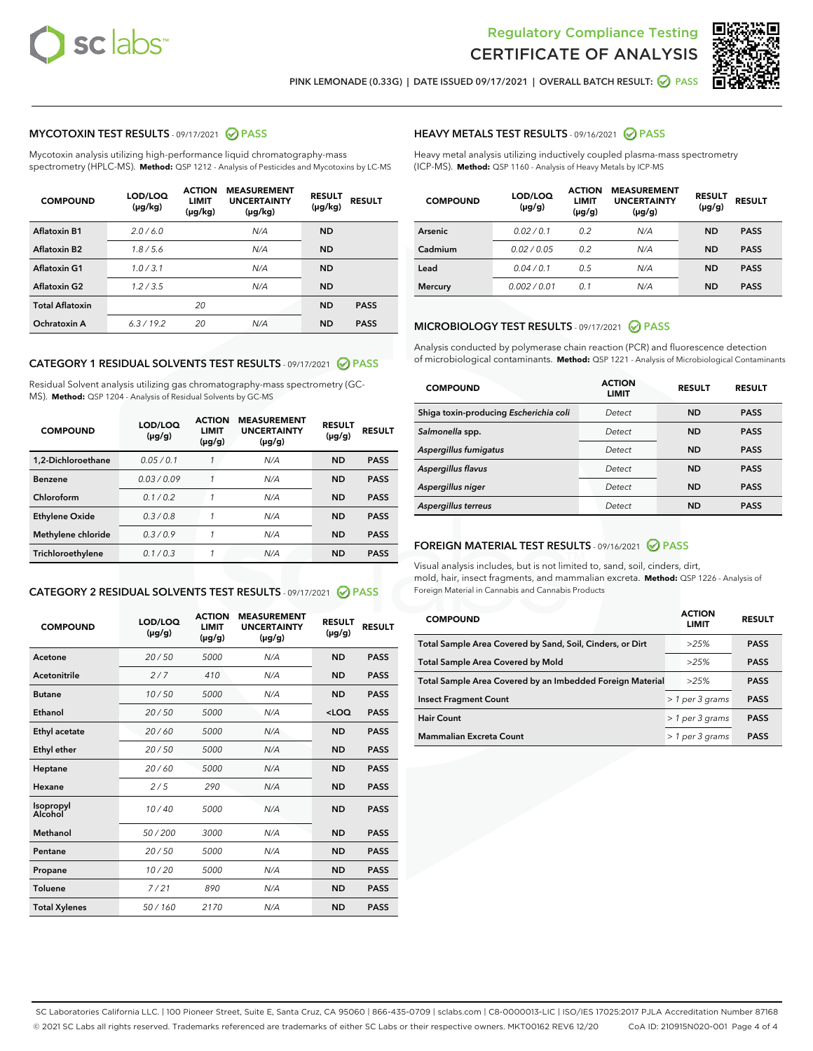Regulatory Compliance Testing

# CERTIFICATE OF ANALYSIS

PINK LEMONADE (0.33G) | DATE ISSUED 09/17/2021 | OVERALL BATCH RESULT: PASS

## MYCOTOXIN TEST RESULTS - 09/17/2021 PASS

Mycotoxin analysis utilizing high-performance liquid chromatography-mass spectrometry (HPLC-MS). **Method:** QSP 1212 - Analysis of Pesticides and Mycotoxins by LC-MS

| COMPOUND | LOD/LOQ (µg/kg) | ACTION LIMIT (µg/kg) | MEASUREMENT UNCERTAINTY (µg/kg) | RESULT (µg/kg) | RESULT |
|---|---|---|---|---|---|
| Aflatoxin B1 | 2.0 / 6.0 | | N/A | ND | |
| Aflatoxin B2 | 1.8 / 5.6 | | N/A | ND | |
| Aflatoxin G1 | 1.0 / 3.1 | | N/A | ND | |
| Aflatoxin G2 | 1.2 / 3.5 | | N/A | ND | |
| Total Aflatoxin | | 20 | | ND | PASS |
| Ochratoxin A | 6.3 / 19.2 | 20 | N/A | ND | PASS |

## CATEGORY 1 RESIDUAL SOLVENTS TEST RESULTS - 09/17/2021 PASS

Residual Solvent analysis utilizing gas chromatography-mass spectrometry (GC-MS). **Method:** QSP 1204 - Analysis of Residual Solvents by GC-MS

| COMPOUND | LOD/LOQ (µg/g) | ACTION LIMIT (µg/g) | MEASUREMENT UNCERTAINTY (µg/g) | RESULT (µg/g) | RESULT |
|---|---|---|---|---|---|
| 1,2-Dichloroethane | 0.05 / 0.1 | 1 | N/A | ND | PASS |
| Benzene | 0.03 / 0.09 | 1 | N/A | ND | PASS |
| Chloroform | 0.1 / 0.2 | 1 | N/A | ND | PASS |
| Ethylene Oxide | 0.3 / 0.8 | 1 | N/A | ND | PASS |
| Methylene chloride | 0.3 / 0.9 | 1 | N/A | ND | PASS |
| Trichloroethylene | 0.1 / 0.3 | 1 | N/A | ND | PASS |

## CATEGORY 2 RESIDUAL SOLVENTS TEST RESULTS - 09/17/2021 PASS

| COMPOUND | LOD/LOQ (µg/g) | ACTION LIMIT (µg/g) | MEASUREMENT UNCERTAINTY (µg/g) | RESULT (µg/g) | RESULT |
|---|---|---|---|---|---|
| Acetone | 20 / 50 | 5000 | N/A | ND | PASS |
| Acetonitrile | 2 / 7 | 410 | N/A | ND | PASS |
| Butane | 10 / 50 | 5000 | N/A | ND | PASS |
| Ethanol | 20 / 50 | 5000 | N/A | <LOQ | PASS |
| Ethyl acetate | 20 / 60 | 5000 | N/A | ND | PASS |
| Ethyl ether | 20 / 50 | 5000 | N/A | ND | PASS |
| Heptane | 20 / 60 | 5000 | N/A | ND | PASS |
| Hexane | 2 / 5 | 290 | N/A | ND | PASS |
| Isopropyl Alcohol | 10 / 40 | 5000 | N/A | ND | PASS |
| Methanol | 50 / 200 | 3000 | N/A | ND | PASS |
| Pentane | 20 / 50 | 5000 | N/A | ND | PASS |
| Propane | 10 / 20 | 5000 | N/A | ND | PASS |
| Toluene | 7 / 21 | 890 | N/A | ND | PASS |
| Total Xylenes | 50 / 160 | 2170 | N/A | ND | PASS |

## HEAVY METALS TEST RESULTS - 09/16/2021 PASS

Heavy metal analysis utilizing inductively coupled plasma-mass spectrometry (ICP-MS). **Method:** QSP 1160 - Analysis of Heavy Metals by ICP-MS

| COMPOUND | LOD/LOQ (µg/g) | ACTION LIMIT (µg/g) | MEASUREMENT UNCERTAINTY (µg/g) | RESULT (µg/g) | RESULT |
|---|---|---|---|---|---|
| Arsenic | 0.02 / 0.1 | 0.2 | N/A | ND | PASS |
| Cadmium | 0.02 / 0.05 | 0.2 | N/A | ND | PASS |
| Lead | 0.04 / 0.1 | 0.5 | N/A | ND | PASS |
| Mercury | 0.002 / 0.01 | 0.1 | N/A | ND | PASS |

## MICROBIOLOGY TEST RESULTS - 09/17/2021 PASS

Analysis conducted by polymerase chain reaction (PCR) and fluorescence detection of microbiological contaminants. **Method:** QSP 1221 - Analysis of Microbiological Contaminants

| COMPOUND | ACTION LIMIT | RESULT | RESULT |
|---|---|---|---|
| Shiga toxin-producing *Escherichia coli* | Detect | ND | PASS |
| *Salmonella* spp. | Detect | ND | PASS |
| *Aspergillus fumigatus* | Detect | ND | PASS |
| *Aspergillus flavus* | Detect | ND | PASS |
| *Aspergillus niger* | Detect | ND | PASS |
| *Aspergillus terreus* | Detect | ND | PASS |

## FOREIGN MATERIAL TEST RESULTS - 09/16/2021 PASS

Visual analysis includes, but is not limited to, sand, soil, cinders, dirt, mold, hair, insect fragments, and mammalian excreta. **Method:** QSP 1226 - Analysis of Foreign Material in Cannabis and Cannabis Products

| COMPOUND | ACTION LIMIT | RESULT |
|---|---|---|
| Total Sample Area Covered by Sand, Soil, Cinders, or Dirt | >25% | PASS |
| Total Sample Area Covered by Mold | >25% | PASS |
| Total Sample Area Covered by an Imbedded Foreign Material | >25% | PASS |
| Insect Fragment Count | > 1 per 3 grams | PASS |
| Hair Count | > 1 per 3 grams | PASS |
| Mammalian Excreta Count | > 1 per 3 grams | PASS |

SC Laboratories California LLC. | 100 Pioneer Street, Suite E, Santa Cruz, CA 95060 | 866-435-0709 | sclabs.com | C8-0000013-LIC | ISO/IES 17025:2017 PJLA Accreditation Number 87168
© 2021 SC Labs all rights reserved. Trademarks referenced are trademarks of either SC Labs or their respective owners. MKT00162 REV6 12/20 CoA ID: 210915N020-001